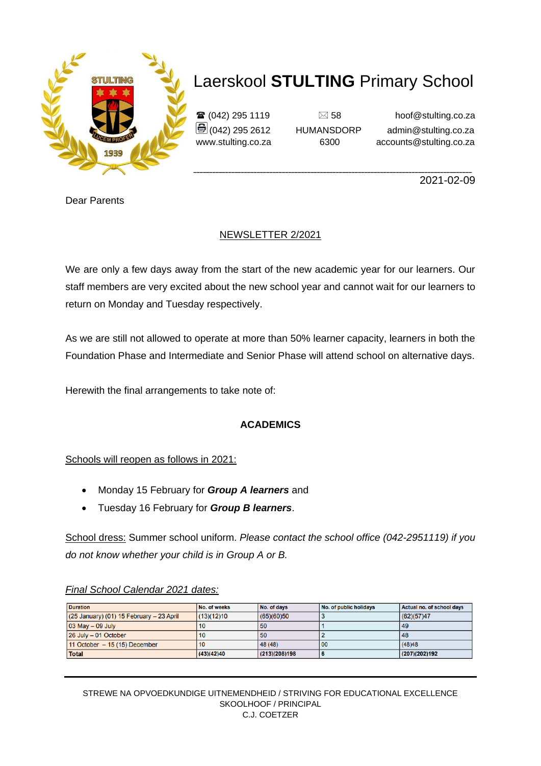# Laerskool **STULTING** Primary School

☎ (042) 295 1119
(042) 295 2612
www.stulting.co.za

✉ 58
HUMANSDORP
6300

hoof@stulting.co.za
admin@stulting.co.za
accounts@stulting.co.za

2021-02-09

Dear Parents

NEWSLETTER 2/2021

We are only a few days away from the start of the new academic year for our learners. Our staff members are very excited about the new school year and cannot wait for our learners to return on Monday and Tuesday respectively.

As we are still not allowed to operate at more than 50% learner capacity, learners in both the Foundation Phase and Intermediate and Senior Phase will attend school on alternative days.

Herewith the final arrangements to take note of:

**ACADEMICS**

Schools will reopen as follows in 2021:

- Monday 15 February for ***Group A learners*** and
- Tuesday 16 February for ***Group B learners***.

School dress: Summer school uniform. *Please contact the school office (042-2951119) if you do not know whether your child is in Group A or B.*

*Final School Calendar 2021 dates:*

| Duration | No. of weeks | No. of days | No. of public holidays | Actual no. of school days |
|---|---|---|---|---|
| (25 January) (01) 15 February – 23 April | (13)(12)10 | (65)(60)50 | 3 | (62)(57)47 |
| 03 May – 09 July | 10 | 50 | 1 | 49 |
| 26 July – 01 October | 10 | 50 | 2 | 48 |
| 11 October – 15 (15) December | 10 | 48 (48) | 00 | (48)48 |
| **Total** | **(43)(42)40** | **(213)(208)198** | **6** | **(207)(202)192** |

STREWE NA OPVOEDKUNDIGE UITNEMENDHEID / STRIVING FOR EDUCATIONAL EXCELLENCE
SKOOLHOOF / PRINCIPAL
C.J. COETZER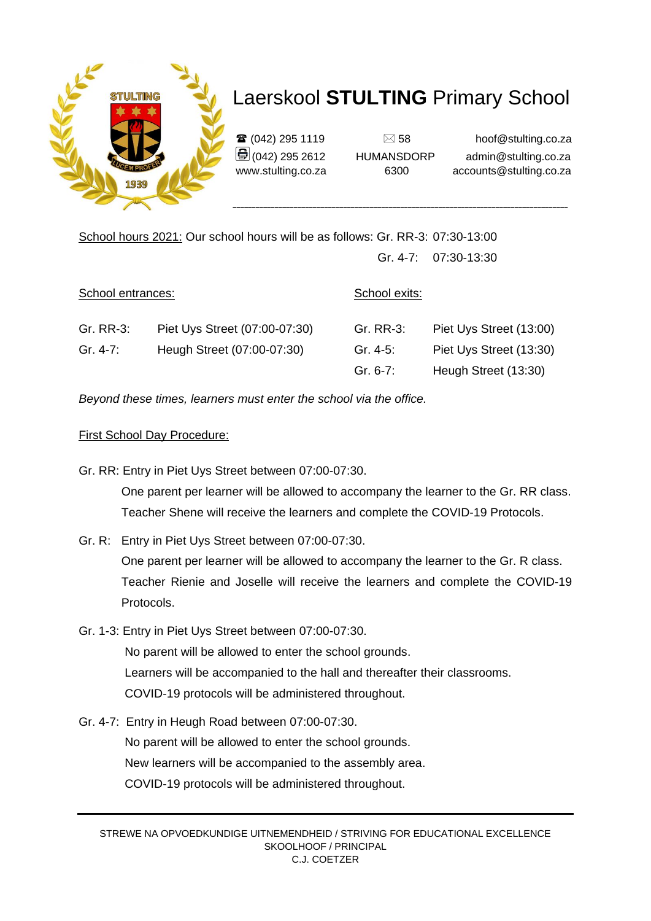# Laerskool **STULTING** Primary School

☎ (042) 295 1119
(042) 295 2612
www.stulting.co.za

58
HUMANSDORP
6300

hoof@stulting.co.za
admin@stulting.co.za
accounts@stulting.co.za

---

School hours 2021: Our school hours will be as follows: Gr. RR-3: 07:30-13:00
Gr. 4-7: 07:30-13:30

| School entrances: | | School exits: | |
|---|---|---|---|
| Gr. RR-3: | Piet Uys Street (07:00-07:30) | Gr. RR-3: | Piet Uys Street (13:00) |
| Gr. 4-7: | Heugh Street (07:00-07:30) | Gr. 4-5: | Piet Uys Street (13:30) |
| | | Gr. 6-7: | Heugh Street (13:30) |

*Beyond these times, learners must enter the school via the office.*

First School Day Procedure:

Gr. RR: Entry in Piet Uys Street between 07:00-07:30.
One parent per learner will be allowed to accompany the learner to the Gr. RR class.
Teacher Shene will receive the learners and complete the COVID-19 Protocols.

Gr. R: Entry in Piet Uys Street between 07:00-07:30.
One parent per learner will be allowed to accompany the learner to the Gr. R class.
Teacher Rienie and Joselle will receive the learners and complete the COVID-19 Protocols.

Gr. 1-3: Entry in Piet Uys Street between 07:00-07:30.
No parent will be allowed to enter the school grounds.
Learners will be accompanied to the hall and thereafter their classrooms.
COVID-19 protocols will be administered throughout.

Gr. 4-7: Entry in Heugh Road between 07:00-07:30.
No parent will be allowed to enter the school grounds.
New learners will be accompanied to the assembly area.
COVID-19 protocols will be administered throughout.

---

STREWE NA OPVOEDKUNDIGE UITNEMENDHEID / STRIVING FOR EDUCATIONAL EXCELLENCE
SKOOLHOOF / PRINCIPAL
C.J. COETZER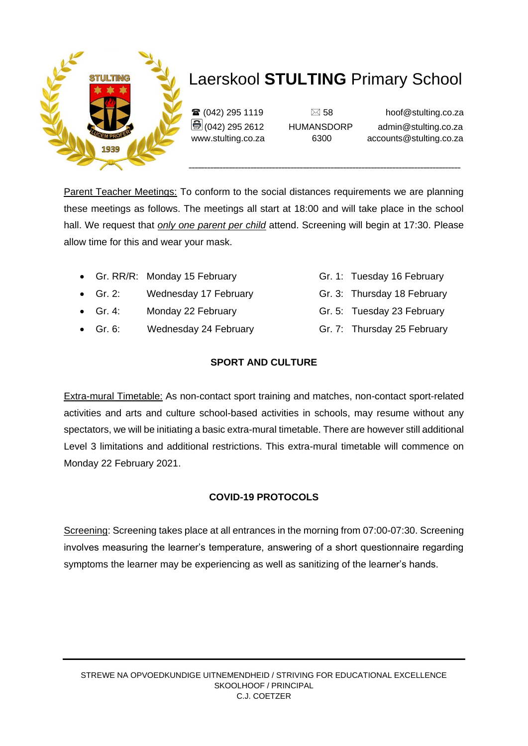# Laerskool **STULTING** Primary School

☎ (042) 295 1119
(042) 295 2612
www.stulting.co.za

✉ 58
HUMANSDORP
6300

hoof@stulting.co.za
admin@stulting.co.za
accounts@stulting.co.za

<u>Parent Teacher Meetings:</u> To conform to the social distances requirements we are planning these meetings as follows. The meetings all start at 18:00 and will take place in the school hall. We request that *<u>only one parent per child</u>* attend. Screening will begin at 17:30. Please allow time for this and wear your mask.

- Gr. RR/R: Monday 15 February
- Gr. 1: Tuesday 16 February
- Gr. 2: Wednesday 17 February
- Gr. 3: Thursday 18 February
- Gr. 4: Monday 22 February
- Gr. 5: Tuesday 23 February
- Gr. 6: Wednesday 24 February
- Gr. 7: Thursday 25 February

## SPORT AND CULTURE

<u>Extra-mural Timetable:</u> As non-contact sport training and matches, non-contact sport-related activities and arts and culture school-based activities in schools, may resume without any spectators, we will be initiating a basic extra-mural timetable. There are however still additional Level 3 limitations and additional restrictions. This extra-mural timetable will commence on Monday 22 February 2021.

## COVID-19 PROTOCOLS

<u>Screening</u>: Screening takes place at all entrances in the morning from 07:00-07:30. Screening involves measuring the learner's temperature, answering of a short questionnaire regarding symptoms the learner may be experiencing as well as sanitizing of the learner's hands.

STREWE NA OPVOEDKUNDIGE UITNEMENDHEID / STRIVING FOR EDUCATIONAL EXCELLENCE
SKOOLHOOF / PRINCIPAL
C.J. COETZER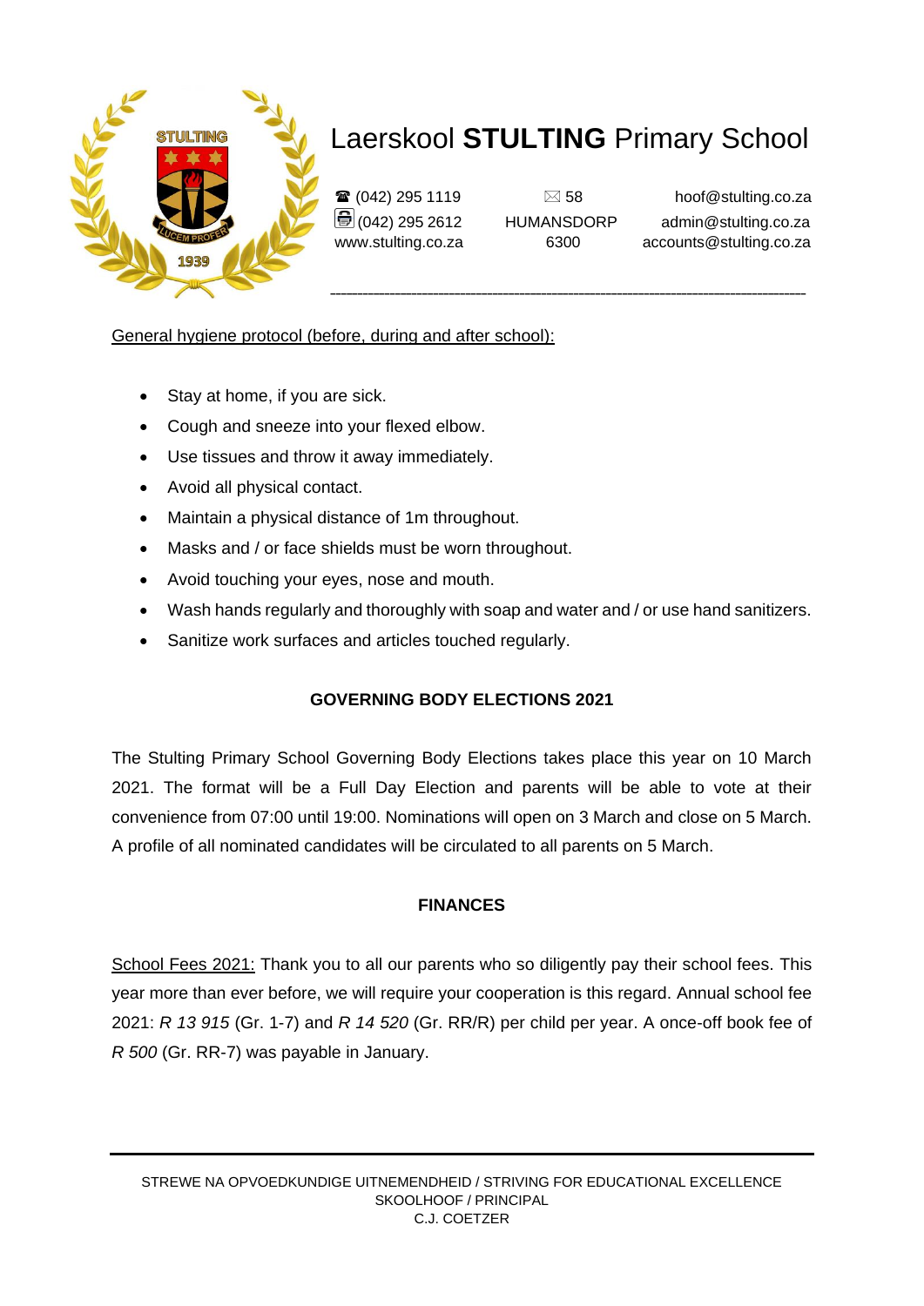# Laerskool **STULTING** Primary School

☎ (042) 295 1119
(042) 295 2612
www.stulting.co.za

✉ 58
HUMANSDORP
6300

hoof@stulting.co.za
admin@stulting.co.za
accounts@stulting.co.za

General hygiene protocol (before, during and after school):

- Stay at home, if you are sick.
- Cough and sneeze into your flexed elbow.
- Use tissues and throw it away immediately.
- Avoid all physical contact.
- Maintain a physical distance of 1m throughout.
- Masks and / or face shields must be worn throughout.
- Avoid touching your eyes, nose and mouth.
- Wash hands regularly and thoroughly with soap and water and / or use hand sanitizers.
- Sanitize work surfaces and articles touched regularly.

## GOVERNING BODY ELECTIONS 2021

The Stulting Primary School Governing Body Elections takes place this year on 10 March 2021. The format will be a Full Day Election and parents will be able to vote at their convenience from 07:00 until 19:00. Nominations will open on 3 March and close on 5 March. A profile of all nominated candidates will be circulated to all parents on 5 March.

## FINANCES

School Fees 2021: Thank you to all our parents who so diligently pay their school fees. This year more than ever before, we will require your cooperation is this regard. Annual school fee 2021: *R 13 915* (Gr. 1-7) and *R 14 520* (Gr. RR/R) per child per year. A once-off book fee of *R 500* (Gr. RR-7) was payable in January.

STREWE NA OPVOEDKUNDIGE UITNEMENDHEID / STRIVING FOR EDUCATIONAL EXCELLENCE
SKOOLHOOF / PRINCIPAL
C.J. COETZER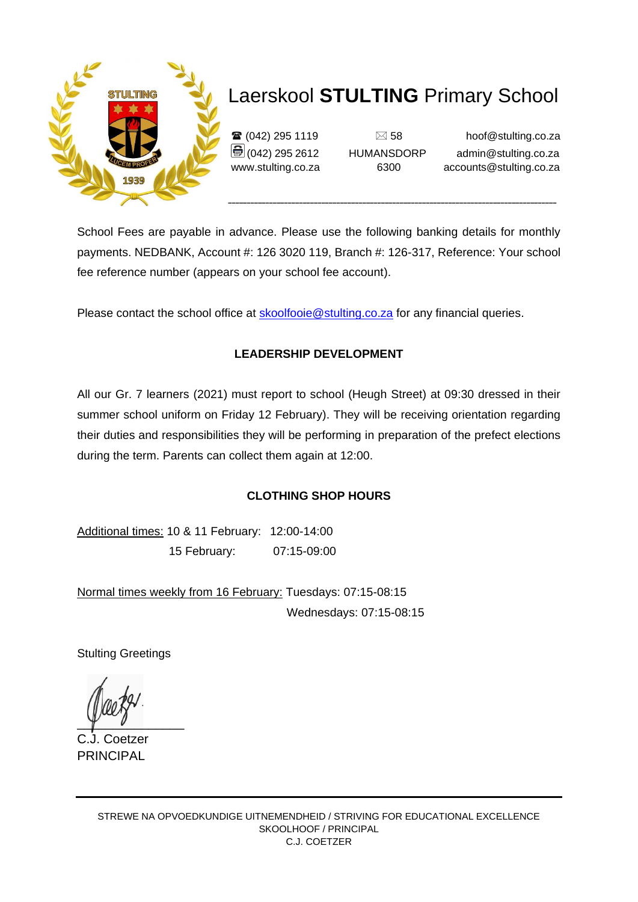# Laerskool **STULTING** Primary School

☎ (042) 295 1119
(042) 295 2612
www.stulting.co.za

✉ 58
HUMANSDORP
6300

hoof@stulting.co.za
admin@stulting.co.za
accounts@stulting.co.za

School Fees are payable in advance. Please use the following banking details for monthly payments. NEDBANK, Account #: 126 3020 119, Branch #: 126-317, Reference: Your school fee reference number (appears on your school fee account).

Please contact the school office at skoolfooie@stulting.co.za for any financial queries.

**LEADERSHIP DEVELOPMENT**

All our Gr. 7 learners (2021) must report to school (Heugh Street) at 09:30 dressed in their summer school uniform on Friday 12 February). They will be receiving orientation regarding their duties and responsibilities they will be performing in preparation of the prefect elections during the term. Parents can collect them again at 12:00.

**CLOTHING SHOP HOURS**

Additional times: 10 & 11 February: 12:00-14:00
15 February: 07:15-09:00

Normal times weekly from 16 February: Tuesdays: 07:15-08:15
Wednesdays: 07:15-08:15

Stulting Greetings

C.J. Coetzer
PRINCIPAL

STREWE NA OPVOEDKUNDIGE UITNEMENDHEID / STRIVING FOR EDUCATIONAL EXCELLENCE
SKOOLHOOF / PRINCIPAL
C.J. COETZER